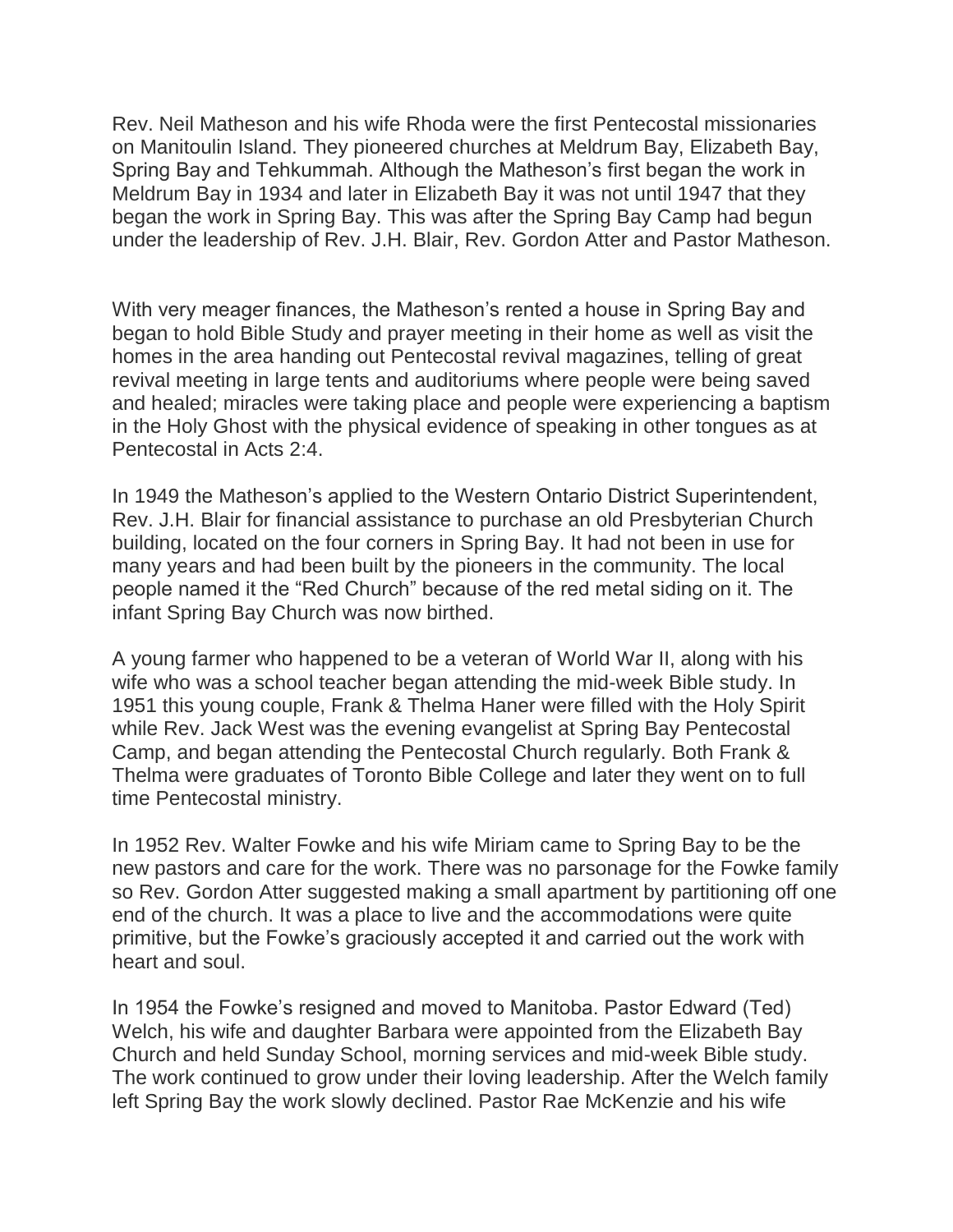Rev. Neil Matheson and his wife Rhoda were the first Pentecostal missionaries on Manitoulin Island. They pioneered churches at Meldrum Bay, Elizabeth Bay, Spring Bay and Tehkummah. Although the Matheson's first began the work in Meldrum Bay in 1934 and later in Elizabeth Bay it was not until 1947 that they began the work in Spring Bay. This was after the Spring Bay Camp had begun under the leadership of Rev. J.H. Blair, Rev. Gordon Atter and Pastor Matheson.

With very meager finances, the Matheson's rented a house in Spring Bay and began to hold Bible Study and prayer meeting in their home as well as visit the homes in the area handing out Pentecostal revival magazines, telling of great revival meeting in large tents and auditoriums where people were being saved and healed; miracles were taking place and people were experiencing a baptism in the Holy Ghost with the physical evidence of speaking in other tongues as at Pentecostal in Acts 2:4.

In 1949 the Matheson's applied to the Western Ontario District Superintendent, Rev. J.H. Blair for financial assistance to purchase an old Presbyterian Church building, located on the four corners in Spring Bay. It had not been in use for many years and had been built by the pioneers in the community. The local people named it the "Red Church" because of the red metal siding on it. The infant Spring Bay Church was now birthed.

A young farmer who happened to be a veteran of World War II, along with his wife who was a school teacher began attending the mid-week Bible study. In 1951 this young couple, Frank & Thelma Haner were filled with the Holy Spirit while Rev. Jack West was the evening evangelist at Spring Bay Pentecostal Camp, and began attending the Pentecostal Church regularly. Both Frank & Thelma were graduates of Toronto Bible College and later they went on to full time Pentecostal ministry.

In 1952 Rev. Walter Fowke and his wife Miriam came to Spring Bay to be the new pastors and care for the work. There was no parsonage for the Fowke family so Rev. Gordon Atter suggested making a small apartment by partitioning off one end of the church. It was a place to live and the accommodations were quite primitive, but the Fowke's graciously accepted it and carried out the work with heart and soul.

In 1954 the Fowke's resigned and moved to Manitoba. Pastor Edward (Ted) Welch, his wife and daughter Barbara were appointed from the Elizabeth Bay Church and held Sunday School, morning services and mid-week Bible study. The work continued to grow under their loving leadership. After the Welch family left Spring Bay the work slowly declined. Pastor Rae McKenzie and his wife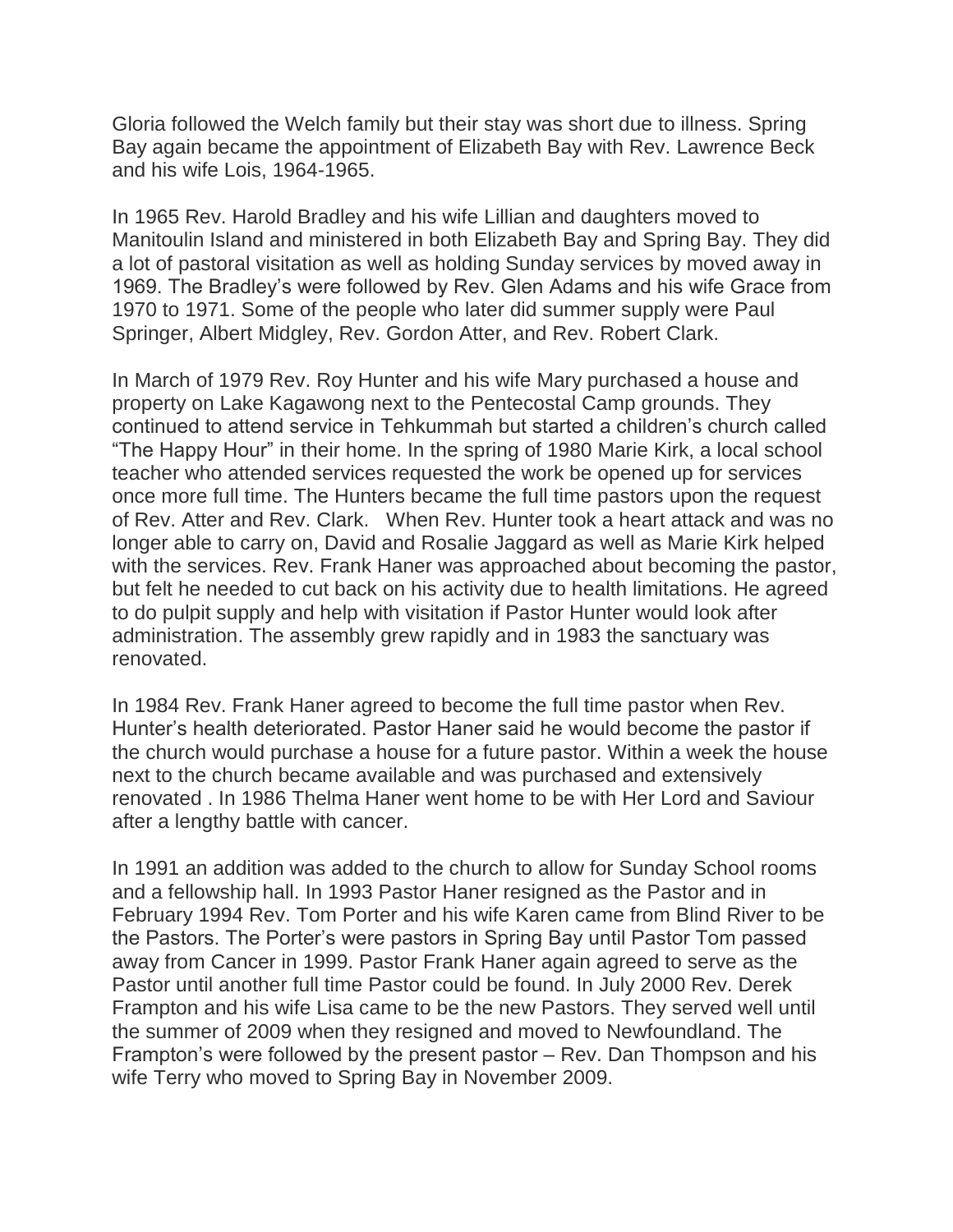Gloria followed the Welch family but their stay was short due to illness. Spring Bay again became the appointment of Elizabeth Bay with Rev. Lawrence Beck and his wife Lois, 1964-1965.

In 1965 Rev. Harold Bradley and his wife Lillian and daughters moved to Manitoulin Island and ministered in both Elizabeth Bay and Spring Bay. They did a lot of pastoral visitation as well as holding Sunday services by moved away in 1969. The Bradley's were followed by Rev. Glen Adams and his wife Grace from 1970 to 1971. Some of the people who later did summer supply were Paul Springer, Albert Midgley, Rev. Gordon Atter, and Rev. Robert Clark.

In March of 1979 Rev. Roy Hunter and his wife Mary purchased a house and property on Lake Kagawong next to the Pentecostal Camp grounds. They continued to attend service in Tehkummah but started a children's church called "The Happy Hour" in their home. In the spring of 1980 Marie Kirk, a local school teacher who attended services requested the work be opened up for services once more full time. The Hunters became the full time pastors upon the request of Rev. Atter and Rev. Clark. When Rev. Hunter took a heart attack and was no longer able to carry on, David and Rosalie Jaggard as well as Marie Kirk helped with the services. Rev. Frank Haner was approached about becoming the pastor, but felt he needed to cut back on his activity due to health limitations. He agreed to do pulpit supply and help with visitation if Pastor Hunter would look after administration. The assembly grew rapidly and in 1983 the sanctuary was renovated.

In 1984 Rev. Frank Haner agreed to become the full time pastor when Rev. Hunter's health deteriorated. Pastor Haner said he would become the pastor if the church would purchase a house for a future pastor. Within a week the house next to the church became available and was purchased and extensively renovated . In 1986 Thelma Haner went home to be with Her Lord and Saviour after a lengthy battle with cancer.

In 1991 an addition was added to the church to allow for Sunday School rooms and a fellowship hall. In 1993 Pastor Haner resigned as the Pastor and in February 1994 Rev. Tom Porter and his wife Karen came from Blind River to be the Pastors. The Porter's were pastors in Spring Bay until Pastor Tom passed away from Cancer in 1999. Pastor Frank Haner again agreed to serve as the Pastor until another full time Pastor could be found. In July 2000 Rev. Derek Frampton and his wife Lisa came to be the new Pastors. They served well until the summer of 2009 when they resigned and moved to Newfoundland. The Frampton's were followed by the present pastor – Rev. Dan Thompson and his wife Terry who moved to Spring Bay in November 2009.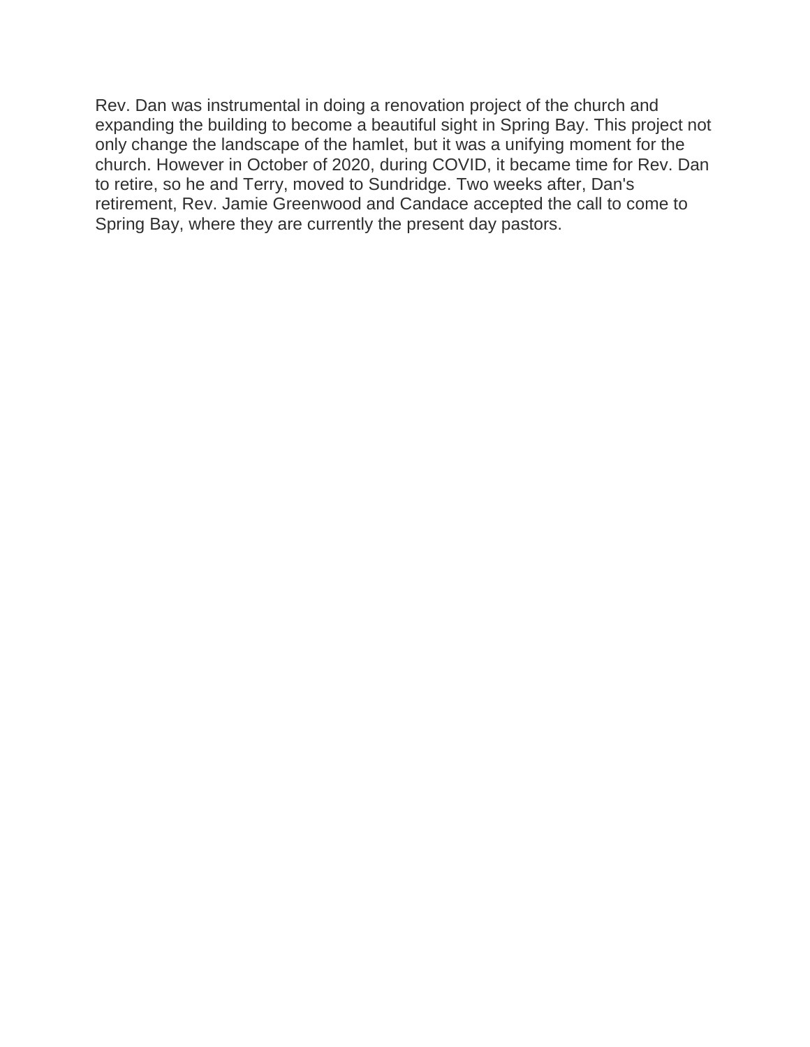Rev. Dan was instrumental in doing a renovation project of the church and expanding the building to become a beautiful sight in Spring Bay. This project not only change the landscape of the hamlet, but it was a unifying moment for the church. However in October of 2020, during COVID, it became time for Rev. Dan to retire, so he and Terry, moved to Sundridge. Two weeks after, Dan's retirement, Rev. Jamie Greenwood and Candace accepted the call to come to Spring Bay, where they are currently the present day pastors.